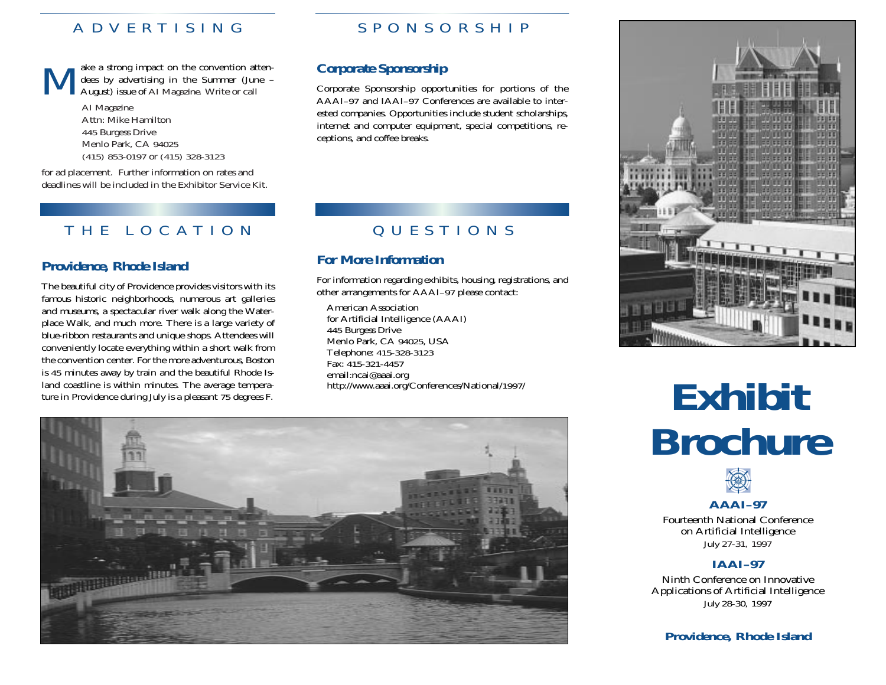## ADVERTISING

Make a strong impact on the convention attendees by advertising in the Summer (June – August) issue of *AI Magazine*. Write or call

AI Magazine
Attn: Mike Hamilton
445 Burgess Drive
Menlo Park, CA 94025
(415) 853-0197 or (415) 328-3123

for ad placement. Further information on rates and deadlines will be included in the Exhibitor Service Kit.

## SPONSORSHIP

### Corporate Sponsorship

Corporate Sponsorship opportunities for portions of the AAAI–97 and IAAI–97 Conferences are available to interested companies. Opportunities include student scholarships, internet and computer equipment, special competitions, receptions, and coffee breaks.

## THE LOCATION

### Providence, Rhode Island

The beautiful city of Providence provides visitors with its famous historic neighborhoods, numerous art galleries and museums, a spectacular river walk along the Waterplace Walk, and much more. There is a large variety of blue-ribbon restaurants and unique shops. Attendees will conveniently locate everything within a short walk from the convention center. For the more adventurous, Boston is 45 minutes away by train and the beautiful Rhode Island coastline is within minutes. The average temperature in Providence during July is a pleasant 75 degrees F.

## QUESTIONS

### For More Information

For information regarding exhibits, housing, registrations, and other arrangements for AAAI–97 please contact:

American Association
for Artificial Intelligence (AAAI)
445 Burgess Drive
Menlo Park, CA 94025, USA
Telephone: 415-328-3123
Fax: 415-321-4457
email:ncai@aaai.org
http://www.aaai.org/Conferences/National/1997/

# Exhibit Brochure

**AAAI–97**

Fourteenth National Conference
on Artificial Intelligence
July 27-31, 1997

**IAAI–97**

Ninth Conference on Innovative
Applications of Artificial Intelligence
July 28-30, 1997

**Providence, Rhode Island**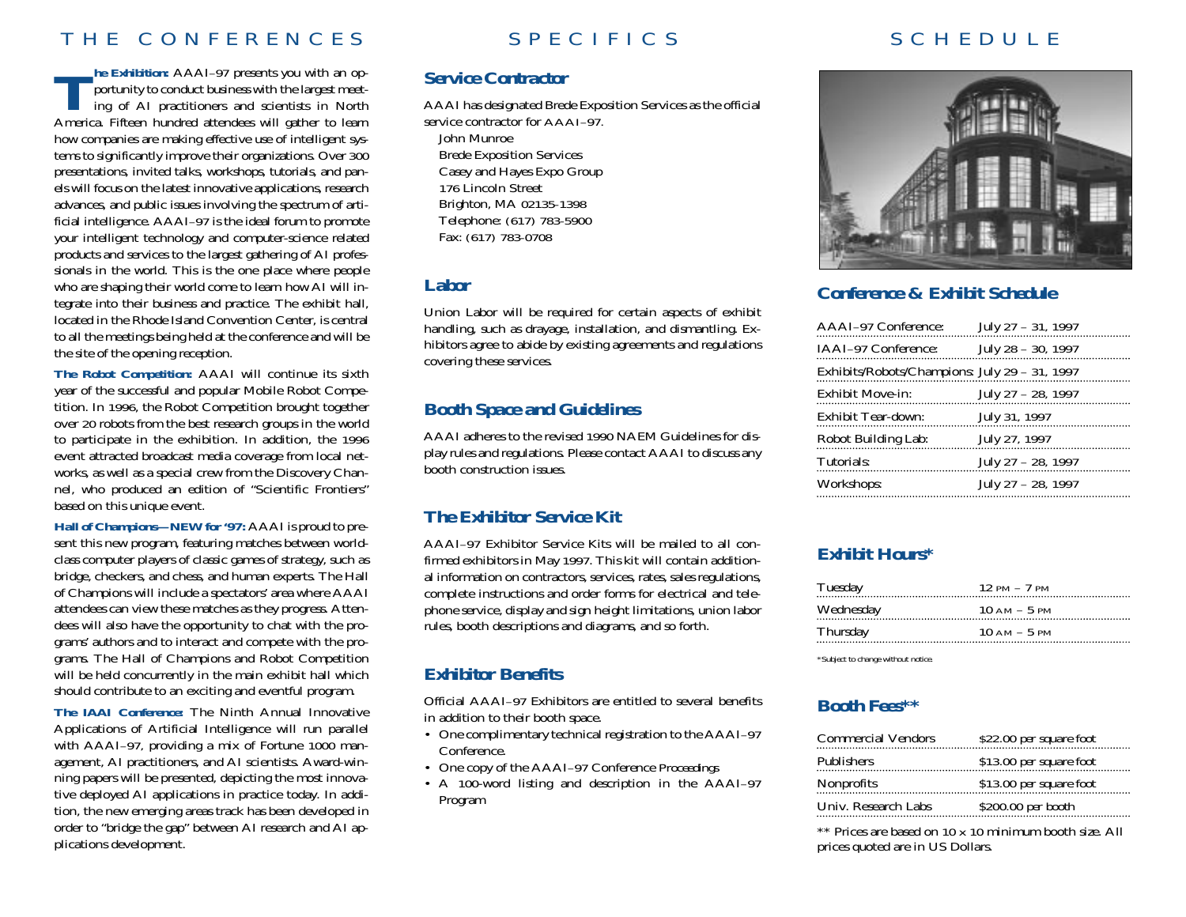# THE CONFERENCES

**The Exhibition:** AAAI–97 presents you with an opportunity to conduct business with the largest meeting of AI practitioners and scientists in North America. Fifteen hundred attendees will gather to learn how companies are making effective use of intelligent systems to significantly improve their organizations. Over 300 presentations, invited talks, workshops, tutorials, and panels will focus on the latest innovative applications, research advances, and public issues involving the spectrum of artificial intelligence. AAAI–97 is the ideal forum to promote your intelligent technology and computer-science related products and services to the largest gathering of AI professionals in the world. This is the one place where people who are shaping their world come to learn how AI will integrate into their business and practice. The exhibit hall, located in the Rhode Island Convention Center, is central to all the meetings being held at the conference and will be the site of the opening reception.

**The Robot Competition:** AAAI will continue its sixth year of the successful and popular Mobile Robot Competition. In 1996, the Robot Competition brought together over 20 robots from the best research groups in the world to participate in the exhibition. In addition, the 1996 event attracted broadcast media coverage from local networks, as well as a special crew from the Discovery Channel, who produced an edition of "Scientific Frontiers" based on this unique event.

**Hall of Champions—NEW for '97:** AAAI is proud to present this new program, featuring matches between world-class computer players of classic games of strategy, such as bridge, checkers, and chess, and human experts. The Hall of Champions will include a spectators' area where AAAI attendees can view these matches as they progress. Attendees will also have the opportunity to chat with the programs' authors and to interact and compete with the programs. The Hall of Champions and Robot Competition will be held concurrently in the main exhibit hall which should contribute to an exciting and eventful program.

**The IAAI Conference:** The Ninth Annual Innovative Applications of Artificial Intelligence will run parallel with AAAI–97, providing a mix of Fortune 1000 management, AI practitioners, and AI scientists. Award-winning papers will be presented, depicting the most innovative deployed AI applications in practice today. In addition, the new emerging areas track has been developed in order to "bridge the gap" between AI research and AI applications development.

# SPECIFICS

## Service Contractor

AAAI has designated Brede Exposition Services as the official service contractor for AAAI–97.

John Munroe
Brede Exposition Services
Casey and Hayes Expo Group
176 Lincoln Street
Brighton, MA 02135-1398
Telephone: (617) 783-5900
Fax: (617) 783-0708

## Labor

Union Labor will be required for certain aspects of exhibit handling, such as drayage, installation, and dismantling. Exhibitors agree to abide by existing agreements and regulations covering these services.

## Booth Space and Guidelines

AAAI adheres to the revised 1990 NAEM Guidelines for display rules and regulations. Please contact AAAI to discuss any booth construction issues.

## The Exhibitor Service Kit

AAAI–97 Exhibitor Service Kits will be mailed to all confirmed exhibitors in May 1997. This kit will contain additional information on contractors, services, rates, sales regulations, complete instructions and order forms for electrical and telephone service, display and sign height limitations, union labor rules, booth descriptions and diagrams, and so forth.

## Exhibitor Benefits

Official AAAI–97 Exhibitors are entitled to several benefits in addition to their booth space.

- One complimentary technical registration to the AAAI–97 Conference.
- One copy of the AAAI–97 Conference *Proceedings*
- A 100-word listing and description in the AAAI–97 Program

# SCHEDULE

## Conference & Exhibit Schedule

| | |
|---|---|
| AAAI–97 Conference: | July 27 – 31, 1997 |
| IAAI–97 Conference: | July 28 – 30, 1997 |
| Exhibits/Robots/Champions: | July 29 – 31, 1997 |
| Exhibit Move-in: | July 27 – 28, 1997 |
| Exhibit Tear-down: | July 31, 1997 |
| Robot Building Lab: | July 27, 1997 |
| Tutorials: | July 27 – 28, 1997 |
| Workshops: | July 27 – 28, 1997 |

## Exhibit Hours*

| | |
|---|---|
| Tuesday | 12 PM – 7 PM |
| Wednesday | 10 AM – 5 PM |
| Thursday | 10 AM – 5 PM |

*Subject to change without notice.

## Booth Fees**

| | |
|---|---|
| Commercial Vendors | $22.00 per square foot |
| Publishers | $13.00 per square foot |
| Nonprofits | $13.00 per square foot |
| Univ. Research Labs | $200.00 per booth |

** Prices are based on 10 × 10 minimum booth size. All prices quoted are in US Dollars.